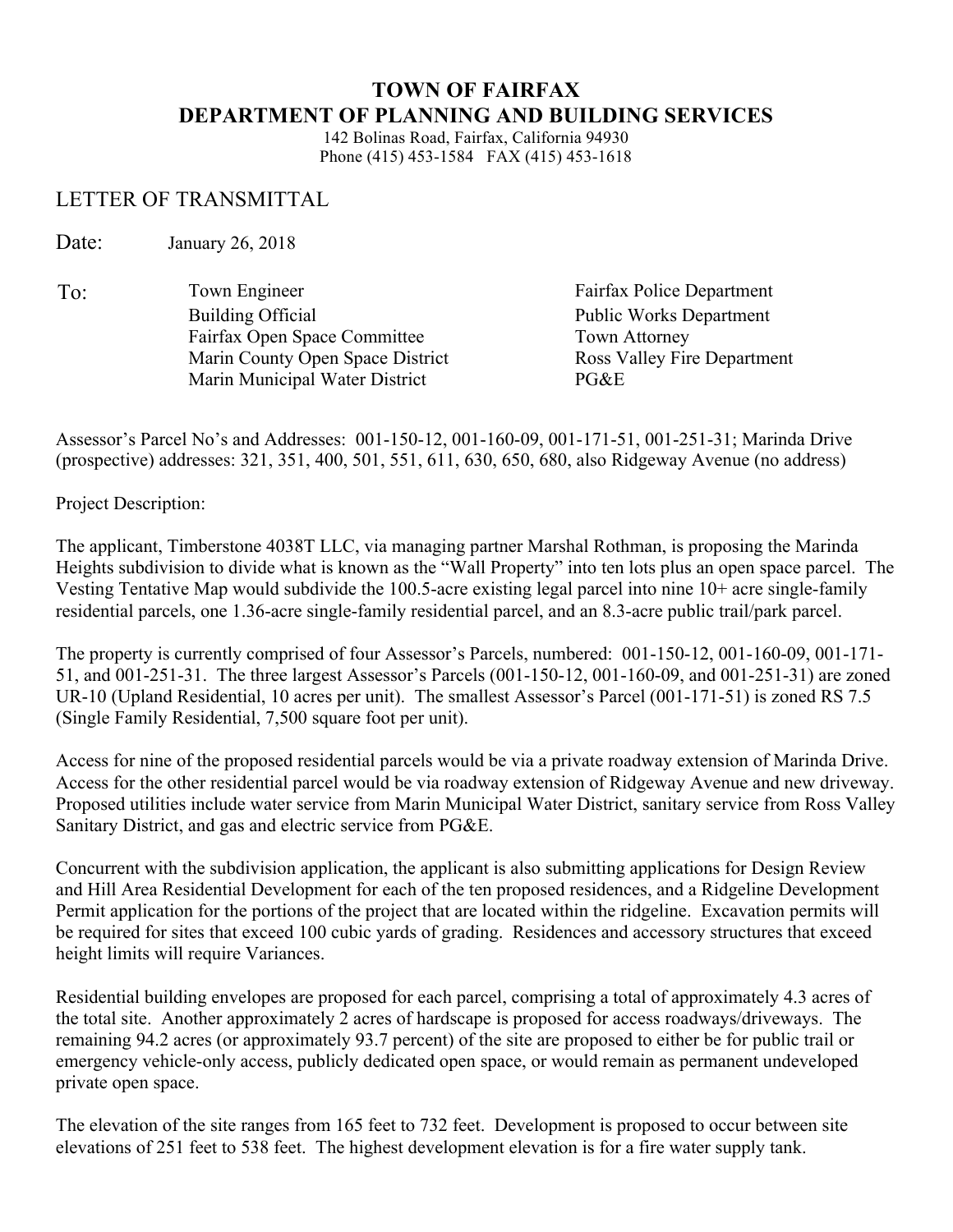# TOWN OF FAIRFAX
## DEPARTMENT OF PLANNING AND BUILDING SERVICES

142 Bolinas Road, Fairfax, California 94930
Phone (415) 453-1584 FAX (415) 453-1618

LETTER OF TRANSMITTAL

Date: January 26, 2018

To:

| | |
|---|---|
| Town Engineer | Fairfax Police Department |
| Building Official | Public Works Department |
| Fairfax Open Space Committee | Town Attorney |
| Marin County Open Space District | Ross Valley Fire Department |
| Marin Municipal Water District | PG&E |

Assessor's Parcel No's and Addresses: 001-150-12, 001-160-09, 001-171-51, 001-251-31; Marinda Drive (prospective) addresses: 321, 351, 400, 501, 551, 611, 630, 650, 680, also Ridgeway Avenue (no address)

Project Description:

The applicant, Timberstone 4038T LLC, via managing partner Marshal Rothman, is proposing the Marinda Heights subdivision to divide what is known as the "Wall Property" into ten lots plus an open space parcel. The Vesting Tentative Map would subdivide the 100.5-acre existing legal parcel into nine 10+ acre single-family residential parcels, one 1.36-acre single-family residential parcel, and an 8.3-acre public trail/park parcel.

The property is currently comprised of four Assessor's Parcels, numbered: 001-150-12, 001-160-09, 001-171-51, and 001-251-31. The three largest Assessor's Parcels (001-150-12, 001-160-09, and 001-251-31) are zoned UR-10 (Upland Residential, 10 acres per unit). The smallest Assessor's Parcel (001-171-51) is zoned RS 7.5 (Single Family Residential, 7,500 square foot per unit).

Access for nine of the proposed residential parcels would be via a private roadway extension of Marinda Drive. Access for the other residential parcel would be via roadway extension of Ridgeway Avenue and new driveway. Proposed utilities include water service from Marin Municipal Water District, sanitary service from Ross Valley Sanitary District, and gas and electric service from PG&E.

Concurrent with the subdivision application, the applicant is also submitting applications for Design Review and Hill Area Residential Development for each of the ten proposed residences, and a Ridgeline Development Permit application for the portions of the project that are located within the ridgeline. Excavation permits will be required for sites that exceed 100 cubic yards of grading. Residences and accessory structures that exceed height limits will require Variances.

Residential building envelopes are proposed for each parcel, comprising a total of approximately 4.3 acres of the total site. Another approximately 2 acres of hardscape is proposed for access roadways/driveways. The remaining 94.2 acres (or approximately 93.7 percent) of the site are proposed to either be for public trail or emergency vehicle-only access, publicly dedicated open space, or would remain as permanent undeveloped private open space.

The elevation of the site ranges from 165 feet to 732 feet. Development is proposed to occur between site elevations of 251 feet to 538 feet. The highest development elevation is for a fire water supply tank.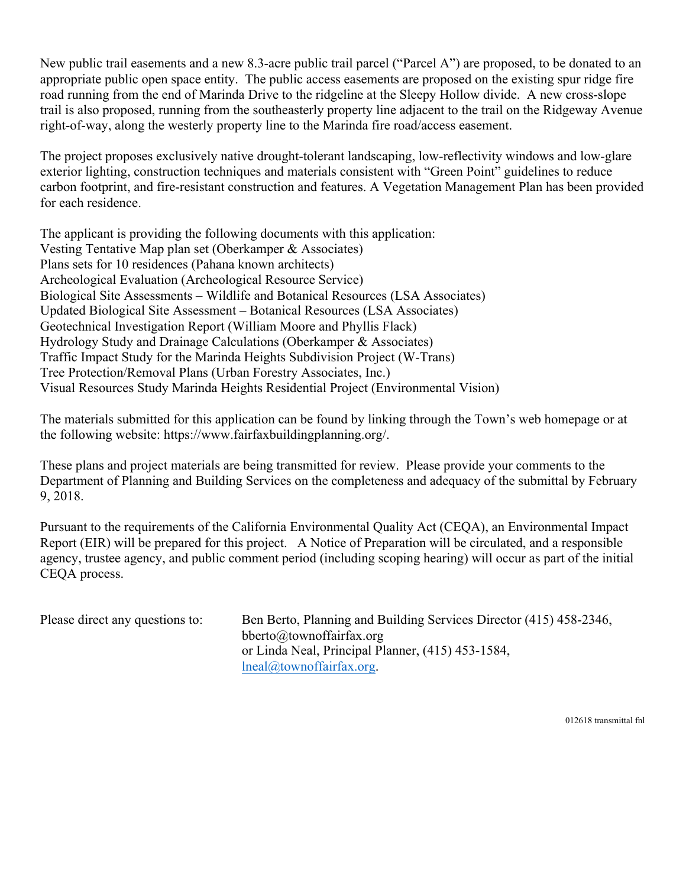New public trail easements and a new 8.3-acre public trail parcel ("Parcel A") are proposed, to be donated to an appropriate public open space entity. The public access easements are proposed on the existing spur ridge fire road running from the end of Marinda Drive to the ridgeline at the Sleepy Hollow divide. A new cross-slope trail is also proposed, running from the southeasterly property line adjacent to the trail on the Ridgeway Avenue right-of-way, along the westerly property line to the Marinda fire road/access easement.

The project proposes exclusively native drought-tolerant landscaping, low-reflectivity windows and low-glare exterior lighting, construction techniques and materials consistent with "Green Point" guidelines to reduce carbon footprint, and fire-resistant construction and features. A Vegetation Management Plan has been provided for each residence.

The applicant is providing the following documents with this application:
Vesting Tentative Map plan set (Oberkamper & Associates)
Plans sets for 10 residences (Pahana known architects)
Archeological Evaluation (Archeological Resource Service)
Biological Site Assessments – Wildlife and Botanical Resources (LSA Associates)
Updated Biological Site Assessment – Botanical Resources (LSA Associates)
Geotechnical Investigation Report (William Moore and Phyllis Flack)
Hydrology Study and Drainage Calculations (Oberkamper & Associates)
Traffic Impact Study for the Marinda Heights Subdivision Project (W-Trans)
Tree Protection/Removal Plans (Urban Forestry Associates, Inc.)
Visual Resources Study Marinda Heights Residential Project (Environmental Vision)

The materials submitted for this application can be found by linking through the Town's web homepage or at the following website: https://www.fairfaxbuildingplanning.org/.

These plans and project materials are being transmitted for review. Please provide your comments to the Department of Planning and Building Services on the completeness and adequacy of the submittal by February 9, 2018.

Pursuant to the requirements of the California Environmental Quality Act (CEQA), an Environmental Impact Report (EIR) will be prepared for this project. A Notice of Preparation will be circulated, and a responsible agency, trustee agency, and public comment period (including scoping hearing) will occur as part of the initial CEQA process.

Please direct any questions to: Ben Berto, Planning and Building Services Director (415) 458-2346, bberto@townoffairfax.org
or Linda Neal, Principal Planner, (415) 453-1584, lneal@townoffairfax.org.

012618 transmittal fnl